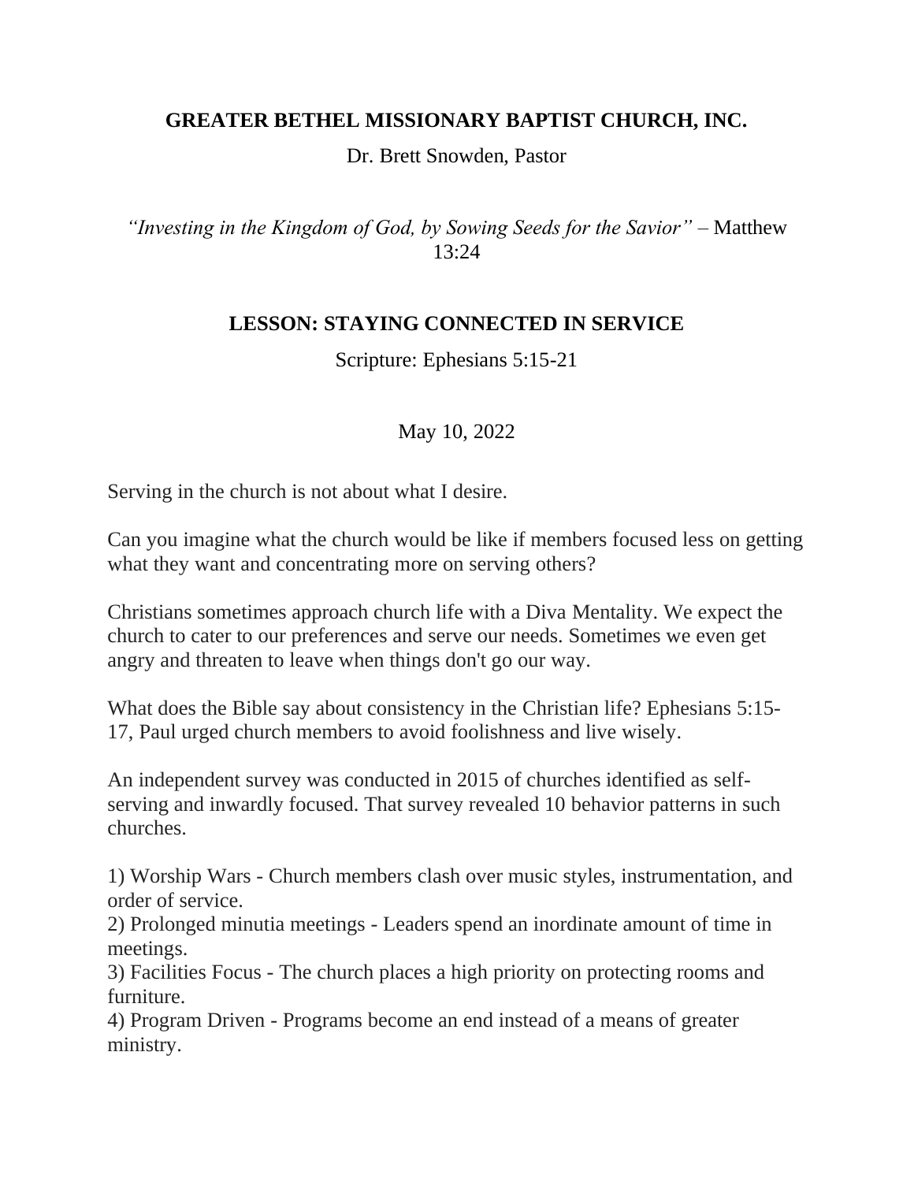**GREATER BETHEL MISSIONARY BAPTIST CHURCH, INC.**

Dr. Brett Snowden, Pastor

*"Investing in the Kingdom of God, by Sowing Seeds for the Savior"* – Matthew 13:24

## LESSON: STAYING CONNECTED IN SERVICE

Scripture: Ephesians 5:15-21

May 10, 2022

Serving in the church is not about what I desire.

Can you imagine what the church would be like if members focused less on getting what they want and concentrating more on serving others?

Christians sometimes approach church life with a Diva Mentality. We expect the church to cater to our preferences and serve our needs. Sometimes we even get angry and threaten to leave when things don't go our way.

What does the Bible say about consistency in the Christian life? Ephesians 5:15-17, Paul urged church members to avoid foolishness and live wisely.

An independent survey was conducted in 2015 of churches identified as self-serving and inwardly focused. That survey revealed 10 behavior patterns in such churches.

1) Worship Wars - Church members clash over music styles, instrumentation, and order of service.
2) Prolonged minutia meetings - Leaders spend an inordinate amount of time in meetings.
3) Facilities Focus - The church places a high priority on protecting rooms and furniture.
4) Program Driven - Programs become an end instead of a means of greater ministry.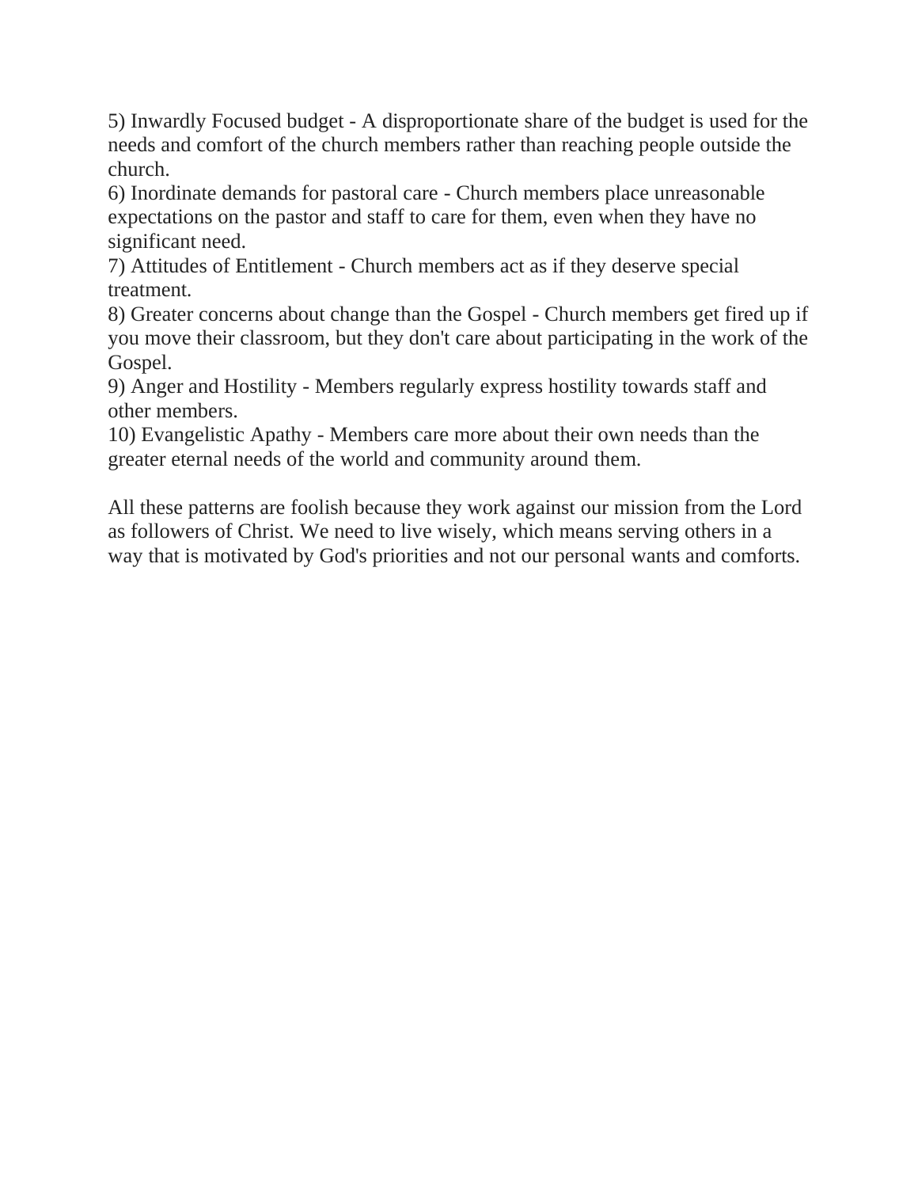5) Inwardly Focused budget - A disproportionate share of the budget is used for the needs and comfort of the church members rather than reaching people outside the church.
6) Inordinate demands for pastoral care - Church members place unreasonable expectations on the pastor and staff to care for them, even when they have no significant need.
7) Attitudes of Entitlement - Church members act as if they deserve special treatment.
8) Greater concerns about change than the Gospel - Church members get fired up if you move their classroom, but they don't care about participating in the work of the Gospel.
9) Anger and Hostility - Members regularly express hostility towards staff and other members.
10) Evangelistic Apathy - Members care more about their own needs than the greater eternal needs of the world and community around them.

All these patterns are foolish because they work against our mission from the Lord as followers of Christ. We need to live wisely, which means serving others in a way that is motivated by God's priorities and not our personal wants and comforts.